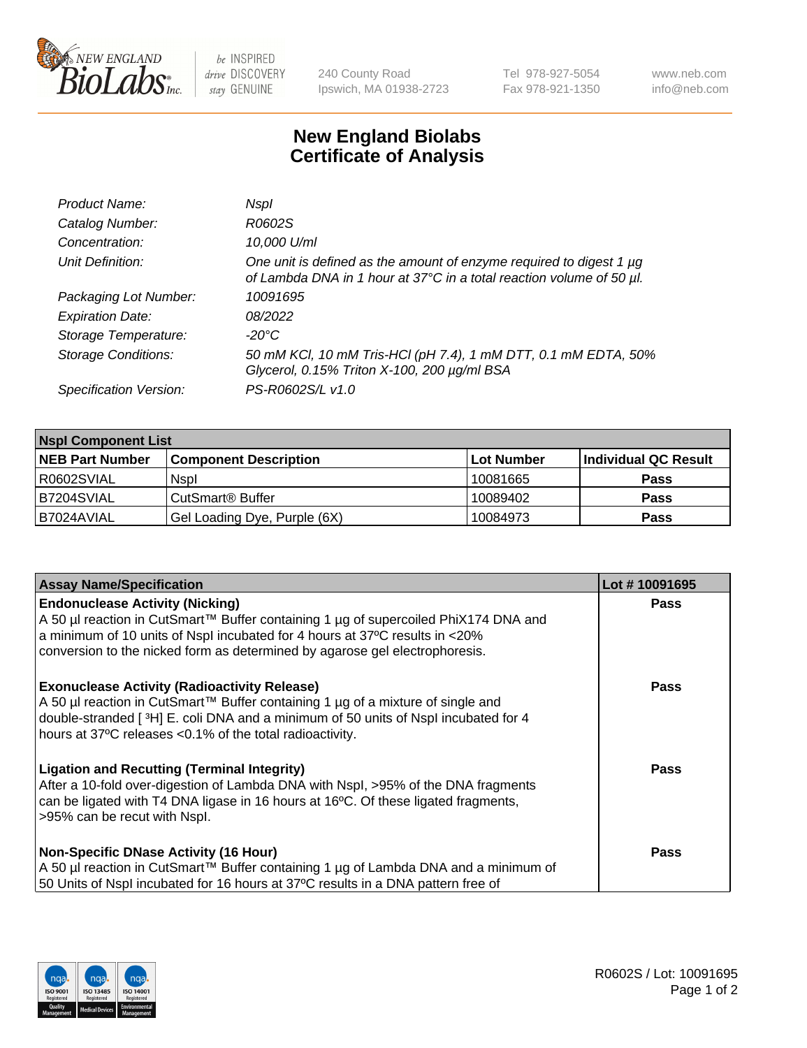# New England Biolabs Certificate of Analysis

| | |
|---|---|
| *Product Name:* | *NspI* |
| *Catalog Number:* | *R0602S* |
| *Concentration:* | *10,000 U/ml* |
| *Unit Definition:* | *One unit is defined as the amount of enzyme required to digest 1 µg of Lambda DNA in 1 hour at 37°C in a total reaction volume of 50 µl.* |
| *Packaging Lot Number:* | *10091695* |
| *Expiration Date:* | *08/2022* |
| *Storage Temperature:* | *-20°C* |
| *Storage Conditions:* | *50 mM KCl, 10 mM Tris-HCl (pH 7.4), 1 mM DTT, 0.1 mM EDTA, 50% Glycerol, 0.15% Triton X-100, 200 µg/ml BSA* |
| *Specification Version:* | *PS-R0602S/L v1.0* |

| **NspI Component List** | | | |
|---|---|---|---|
| **NEB Part Number** | **Component Description** | **Lot Number** | **Individual QC Result** |
| R0602SVIAL | NspI | 10081665 | **Pass** |
| B7204SVIAL | CutSmart® Buffer | 10089402 | **Pass** |
| B7024AVIAL | Gel Loading Dye, Purple (6X) | 10084973 | **Pass** |

| **Assay Name/Specification** | **Lot # 10091695** |
|---|---|
| **Endonuclease Activity (Nicking)**<br>A 50 µl reaction in CutSmart™ Buffer containing 1 µg of supercoiled PhiX174 DNA and a minimum of 10 units of NspI incubated for 4 hours at 37ºC results in <20% conversion to the nicked form as determined by agarose gel electrophoresis. | **Pass** |
| **Exonuclease Activity (Radioactivity Release)**<br>A 50 µl reaction in CutSmart™ Buffer containing 1 µg of a mixture of single and double-stranded [ $^3$H] E. coli DNA and a minimum of 50 units of NspI incubated for 4 hours at 37ºC releases <0.1% of the total radioactivity. | **Pass** |
| **Ligation and Recutting (Terminal Integrity)**<br>After a 10-fold over-digestion of Lambda DNA with NspI, >95% of the DNA fragments can be ligated with T4 DNA ligase in 16 hours at 16ºC. Of these ligated fragments, >95% can be recut with NspI. | **Pass** |
| **Non-Specific DNase Activity (16 Hour)**<br>A 50 µl reaction in CutSmart™ Buffer containing 1 µg of Lambda DNA and a minimum of 50 Units of NspI incubated for 16 hours at 37ºC results in a DNA pattern free of | **Pass** |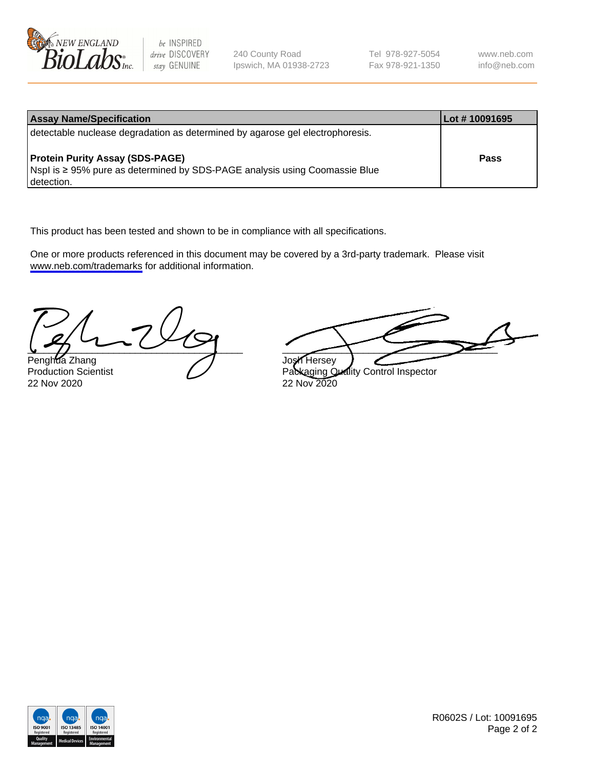New England BioLabs Inc. — be INSPIRED, drive DISCOVERY, stay GENUINE

240 County Road
Ipswich, MA 01938-2723

Tel 978-927-5054
Fax 978-921-1350

www.neb.com
info@neb.com

| Assay Name/Specification | Lot # 10091695 |
|---|---|
| detectable nuclease degradation as determined by agarose gel electrophoresis. | |
| **Protein Purity Assay (SDS-PAGE)**<br>NspI is ≥ 95% pure as determined by SDS-PAGE analysis using Coomassie Blue detection. | **Pass** |

This product has been tested and shown to be in compliance with all specifications.

One or more products referenced in this document may be covered by a 3rd-party trademark. Please visit www.neb.com/trademarks for additional information.

Penghua Zhang
Production Scientist
22 Nov 2020

Josh Hersey
Packaging Quality Control Inspector
22 Nov 2020

R0602S / Lot: 10091695